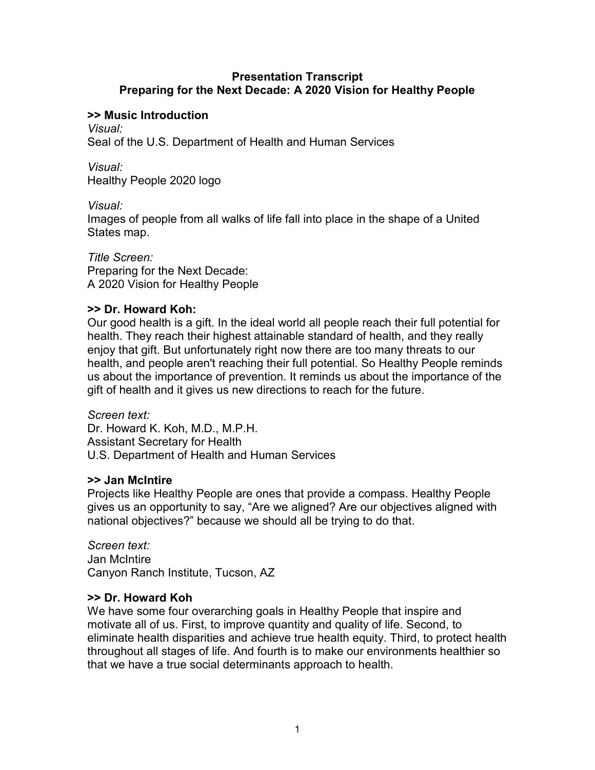**Presentation Transcript**
**Preparing for the Next Decade: A 2020 Vision for Healthy People**

**>> Music Introduction**

*Visual:*
Seal of the U.S. Department of Health and Human Services

*Visual:*
Healthy People 2020 logo

*Visual:*
Images of people from all walks of life fall into place in the shape of a United States map.

*Title Screen:*
Preparing for the Next Decade:
A 2020 Vision for Healthy People

**>> Dr. Howard Koh:**
Our good health is a gift. In the ideal world all people reach their full potential for health. They reach their highest attainable standard of health, and they really enjoy that gift. But unfortunately right now there are too many threats to our health, and people aren't reaching their full potential. So Healthy People reminds us about the importance of prevention. It reminds us about the importance of the gift of health and it gives us new directions to reach for the future.

*Screen text:*
Dr. Howard K. Koh, M.D., M.P.H.
Assistant Secretary for Health
U.S. Department of Health and Human Services

**>> Jan McIntire**
Projects like Healthy People are ones that provide a compass. Healthy People gives us an opportunity to say, “Are we aligned? Are our objectives aligned with national objectives?” because we should all be trying to do that.

*Screen text:*
Jan McIntire
Canyon Ranch Institute, Tucson, AZ

**>> Dr. Howard Koh**
We have some four overarching goals in Healthy People that inspire and motivate all of us. First, to improve quantity and quality of life. Second, to eliminate health disparities and achieve true health equity. Third, to protect health throughout all stages of life. And fourth is to make our environments healthier so that we have a true social determinants approach to health.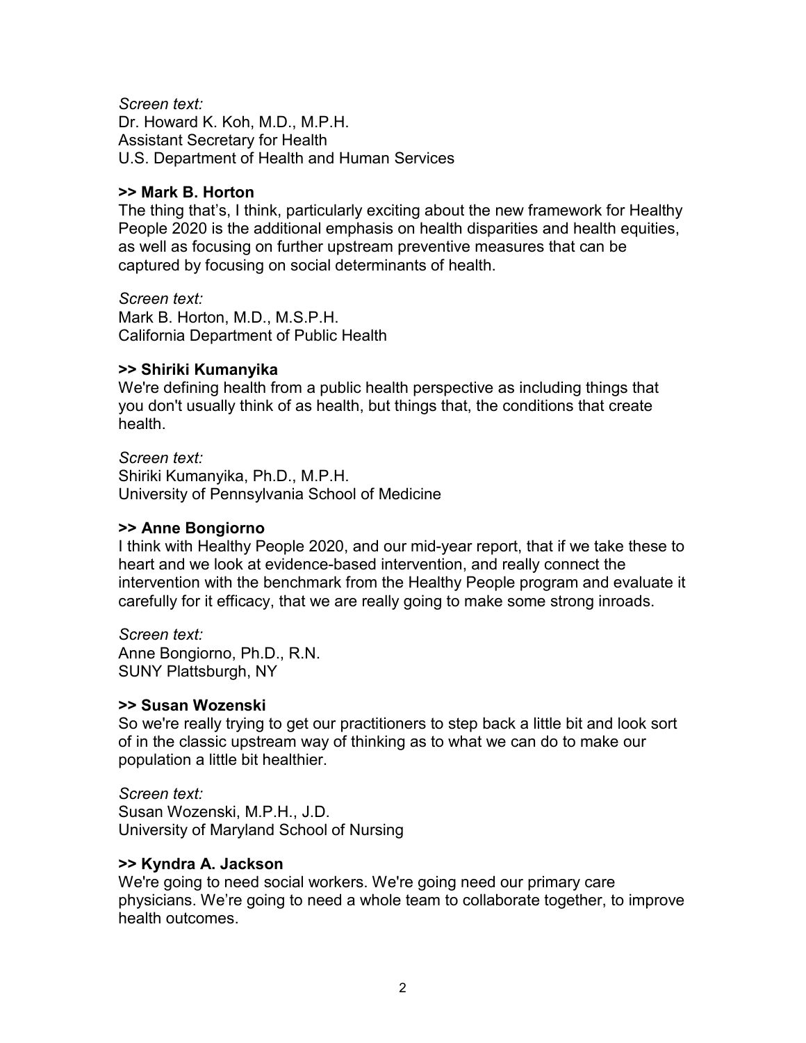*Screen text:*
Dr. Howard K. Koh, M.D., M.P.H.
Assistant Secretary for Health
U.S. Department of Health and Human Services

**>> Mark B. Horton**
The thing that's, I think, particularly exciting about the new framework for Healthy People 2020 is the additional emphasis on health disparities and health equities, as well as focusing on further upstream preventive measures that can be captured by focusing on social determinants of health.

*Screen text:*
Mark B. Horton, M.D., M.S.P.H.
California Department of Public Health

**>> Shiriki Kumanyika**
We're defining health from a public health perspective as including things that you don't usually think of as health, but things that, the conditions that create health.

*Screen text:*
Shiriki Kumanyika, Ph.D., M.P.H.
University of Pennsylvania School of Medicine

**>> Anne Bongiorno**
I think with Healthy People 2020, and our mid-year report, that if we take these to heart and we look at evidence-based intervention, and really connect the intervention with the benchmark from the Healthy People program and evaluate it carefully for it efficacy, that we are really going to make some strong inroads.

*Screen text:*
Anne Bongiorno, Ph.D., R.N.
SUNY Plattsburgh, NY

**>> Susan Wozenski**
So we're really trying to get our practitioners to step back a little bit and look sort of in the classic upstream way of thinking as to what we can do to make our population a little bit healthier.

*Screen text:*
Susan Wozenski, M.P.H., J.D.
University of Maryland School of Nursing

**>> Kyndra A. Jackson**
We're going to need social workers. We're going need our primary care physicians. We're going to need a whole team to collaborate together, to improve health outcomes.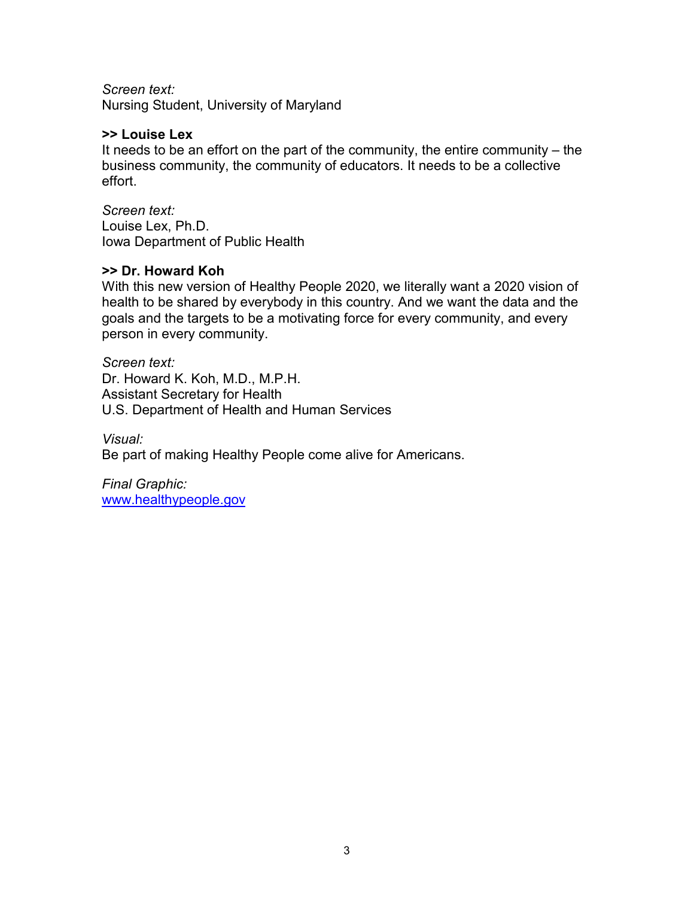*Screen text:*
Nursing Student, University of Maryland

**>> Louise Lex**
It needs to be an effort on the part of the community, the entire community – the business community, the community of educators. It needs to be a collective effort.

*Screen text:*
Louise Lex, Ph.D.
Iowa Department of Public Health

**>> Dr. Howard Koh**
With this new version of Healthy People 2020, we literally want a 2020 vision of health to be shared by everybody in this country. And we want the data and the goals and the targets to be a motivating force for every community, and every person in every community.

*Screen text:*
Dr. Howard K. Koh, M.D., M.P.H.
Assistant Secretary for Health
U.S. Department of Health and Human Services

*Visual:*
Be part of making Healthy People come alive for Americans.

*Final Graphic:*
[www.healthypeople.gov](http://www.healthypeople.gov)